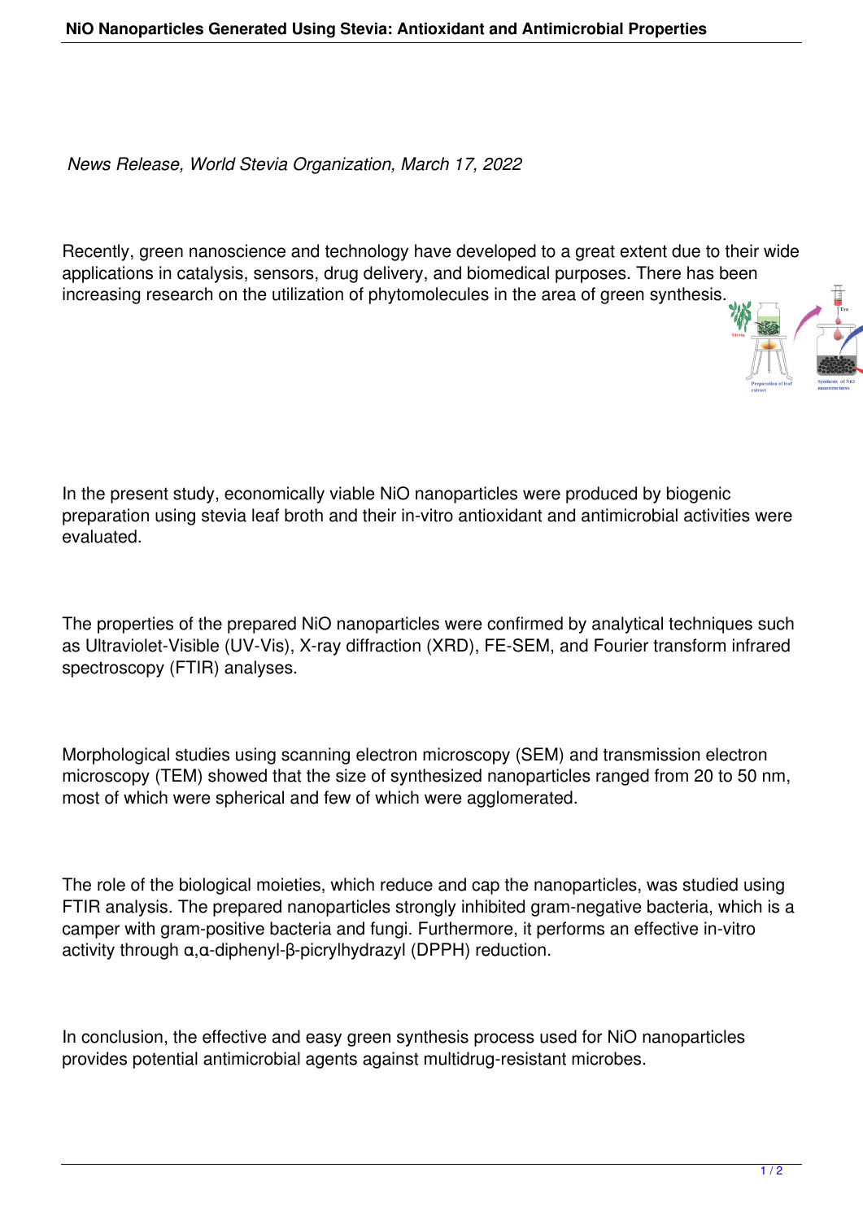# NiO Nanoparticles Generated Using Stevia: Antioxidant and Antimicrobial Properties

*News Release, World Stevia Organization, March 17, 2022*

Recently, green nanoscience and technology have developed to a great extent due to their wide applications in catalysis, sensors, drug delivery, and biomedical purposes. There has been increasing research on the utilization of phytomolecules in the area of green synthesis.

In the present study, economically viable NiO nanoparticles were produced by biogenic preparation using stevia leaf broth and their in-vitro antioxidant and antimicrobial activities were evaluated.

The properties of the prepared NiO nanoparticles were confirmed by analytical techniques such as Ultraviolet-Visible (UV-Vis), X-ray diffraction (XRD), FE-SEM, and Fourier transform infrared spectroscopy (FTIR) analyses.

Morphological studies using scanning electron microscopy (SEM) and transmission electron microscopy (TEM) showed that the size of synthesized nanoparticles ranged from 20 to 50 nm, most of which were spherical and few of which were agglomerated.

The role of the biological moieties, which reduce and cap the nanoparticles, was studied using FTIR analysis. The prepared nanoparticles strongly inhibited gram-negative bacteria, which is a camper with gram-positive bacteria and fungi. Furthermore, it performs an effective in-vitro activity through α,α-diphenyl-β-picrylhydrazyl (DPPH) reduction.

In conclusion, the effective and easy green synthesis process used for NiO nanoparticles provides potential antimicrobial agents against multidrug-resistant microbes.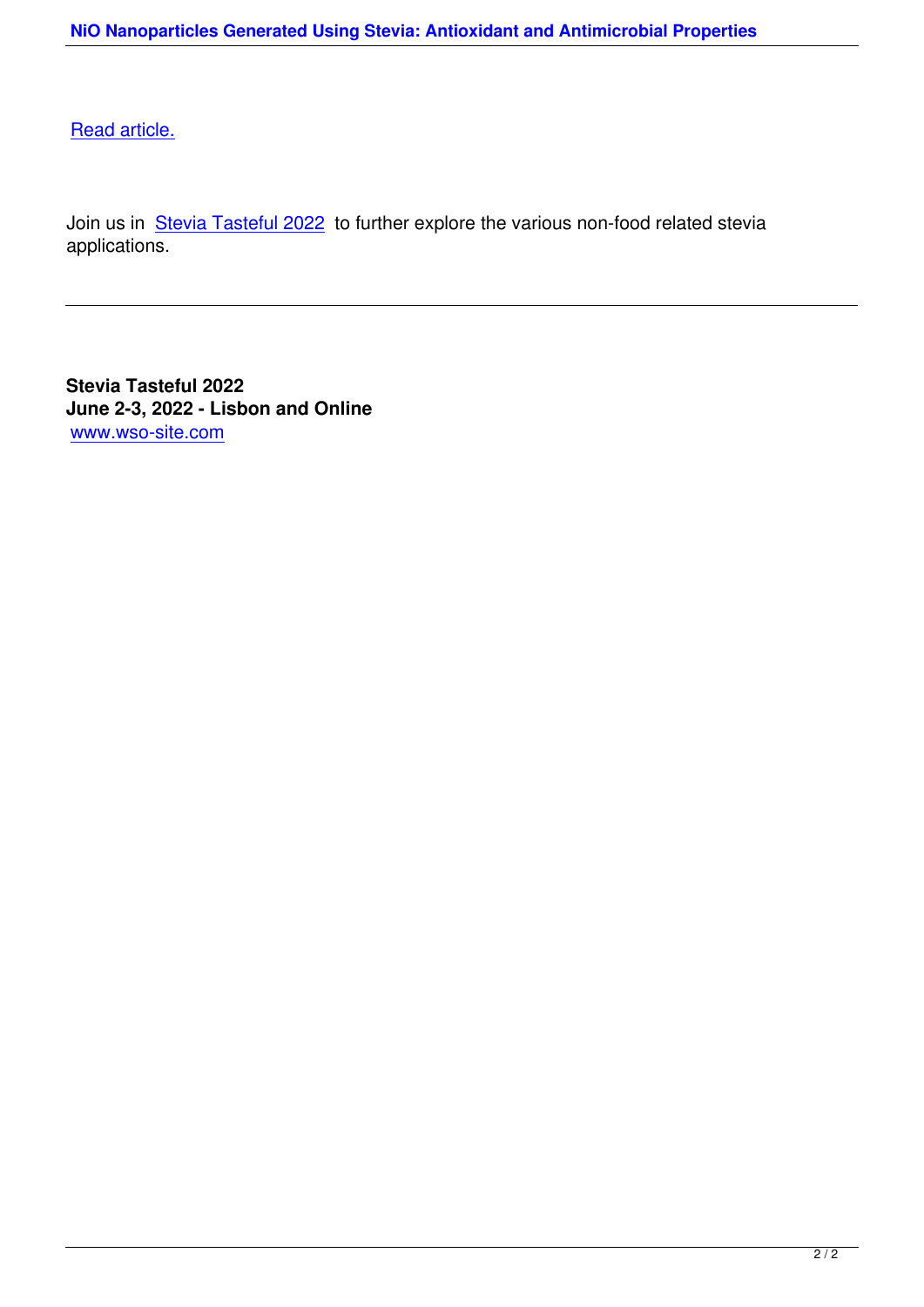Read article.

Join us in Stevia Tasteful 2022 to further explore the various non-food related stevia applications.

---

**Stevia Tasteful 2022**
**June 2-3, 2022 - Lisbon and Online**
www.wso-site.com